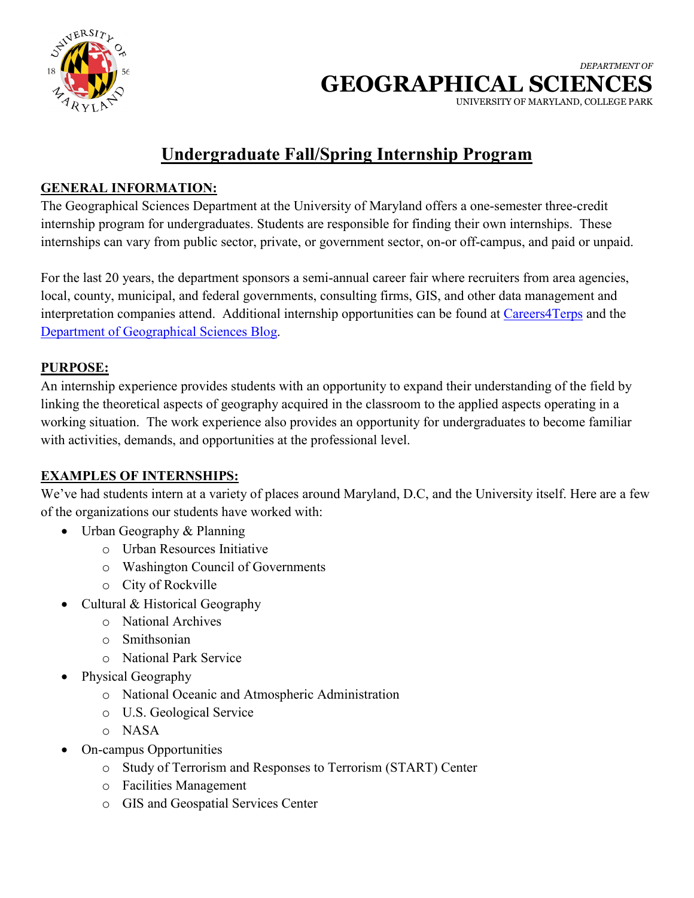*DEPARTMENT OF*

**GEOGRAPHICAL SCIENCES**

UNIVERSITY OF MARYLAND, COLLEGE PARK

# Undergraduate Fall/Spring Internship Program

## GENERAL INFORMATION:

The Geographical Sciences Department at the University of Maryland offers a one-semester three-credit internship program for undergraduates. Students are responsible for finding their own internships. These internships can vary from public sector, private, or government sector, on-or off-campus, and paid or unpaid.

For the last 20 years, the department sponsors a semi-annual career fair where recruiters from area agencies, local, county, municipal, and federal governments, consulting firms, GIS, and other data management and interpretation companies attend. Additional internship opportunities can be found at Careers4Terps and the Department of Geographical Sciences Blog.

## PURPOSE:

An internship experience provides students with an opportunity to expand their understanding of the field by linking the theoretical aspects of geography acquired in the classroom to the applied aspects operating in a working situation. The work experience also provides an opportunity for undergraduates to become familiar with activities, demands, and opportunities at the professional level.

## EXAMPLES OF INTERNSHIPS:

We've had students intern at a variety of places around Maryland, D.C, and the University itself. Here are a few of the organizations our students have worked with:

- Urban Geography & Planning
  - Urban Resources Initiative
  - Washington Council of Governments
  - City of Rockville
- Cultural & Historical Geography
  - National Archives
  - Smithsonian
  - National Park Service
- Physical Geography
  - National Oceanic and Atmospheric Administration
  - U.S. Geological Service
  - NASA
- On-campus Opportunities
  - Study of Terrorism and Responses to Terrorism (START) Center
  - Facilities Management
  - GIS and Geospatial Services Center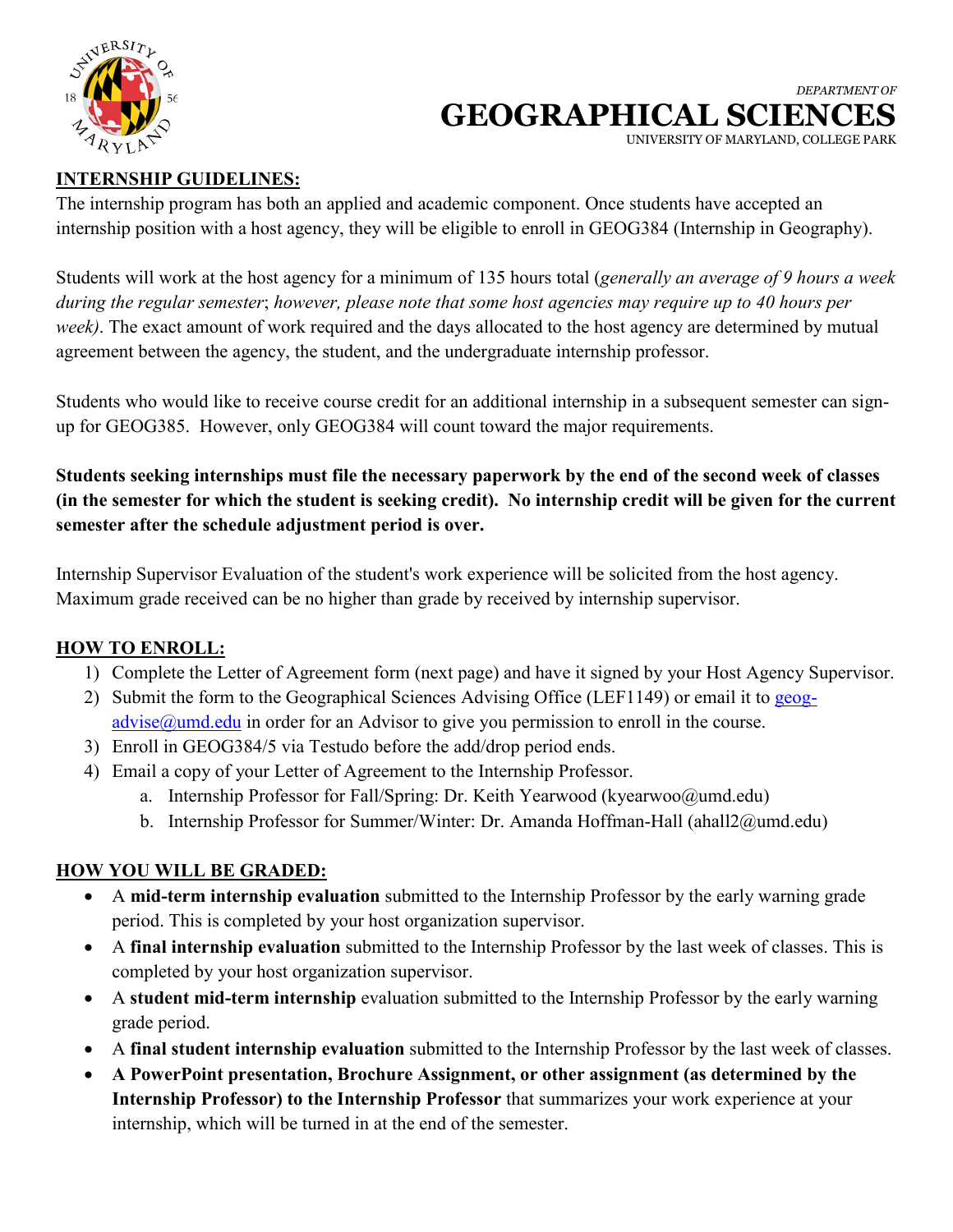DEPARTMENT OF

# GEOGRAPHICAL SCIENCES

UNIVERSITY OF MARYLAND, COLLEGE PARK

## INTERNSHIP GUIDELINES:

The internship program has both an applied and academic component. Once students have accepted an internship position with a host agency, they will be eligible to enroll in GEOG384 (Internship in Geography).

Students will work at the host agency for a minimum of 135 hours total (*generally an average of 9 hours a week during the regular semester*; *however, please note that some host agencies may require up to 40 hours per week)*. The exact amount of work required and the days allocated to the host agency are determined by mutual agreement between the agency, the student, and the undergraduate internship professor.

Students who would like to receive course credit for an additional internship in a subsequent semester can sign-up for GEOG385. However, only GEOG384 will count toward the major requirements.

**Students seeking internships must file the necessary paperwork by the end of the second week of classes (in the semester for which the student is seeking credit). No internship credit will be given for the current semester after the schedule adjustment period is over.**

Internship Supervisor Evaluation of the student's work experience will be solicited from the host agency. Maximum grade received can be no higher than grade by received by internship supervisor.

## HOW TO ENROLL:

1) Complete the Letter of Agreement form (next page) and have it signed by your Host Agency Supervisor.
2) Submit the form to the Geographical Sciences Advising Office (LEF1149) or email it to geog-advise@umd.edu in order for an Advisor to give you permission to enroll in the course.
3) Enroll in GEOG384/5 via Testudo before the add/drop period ends.
4) Email a copy of your Letter of Agreement to the Internship Professor.
    a. Internship Professor for Fall/Spring: Dr. Keith Yearwood (kyearwoo@umd.edu)
    b. Internship Professor for Summer/Winter: Dr. Amanda Hoffman-Hall (ahall2@umd.edu)

## HOW YOU WILL BE GRADED:

- A **mid-term internship evaluation** submitted to the Internship Professor by the early warning grade period. This is completed by your host organization supervisor.
- A **final internship evaluation** submitted to the Internship Professor by the last week of classes. This is completed by your host organization supervisor.
- A **student mid-term internship** evaluation submitted to the Internship Professor by the early warning grade period.
- A **final student internship evaluation** submitted to the Internship Professor by the last week of classes.
- **A PowerPoint presentation, Brochure Assignment, or other assignment (as determined by the Internship Professor) to the Internship Professor** that summarizes your work experience at your internship, which will be turned in at the end of the semester.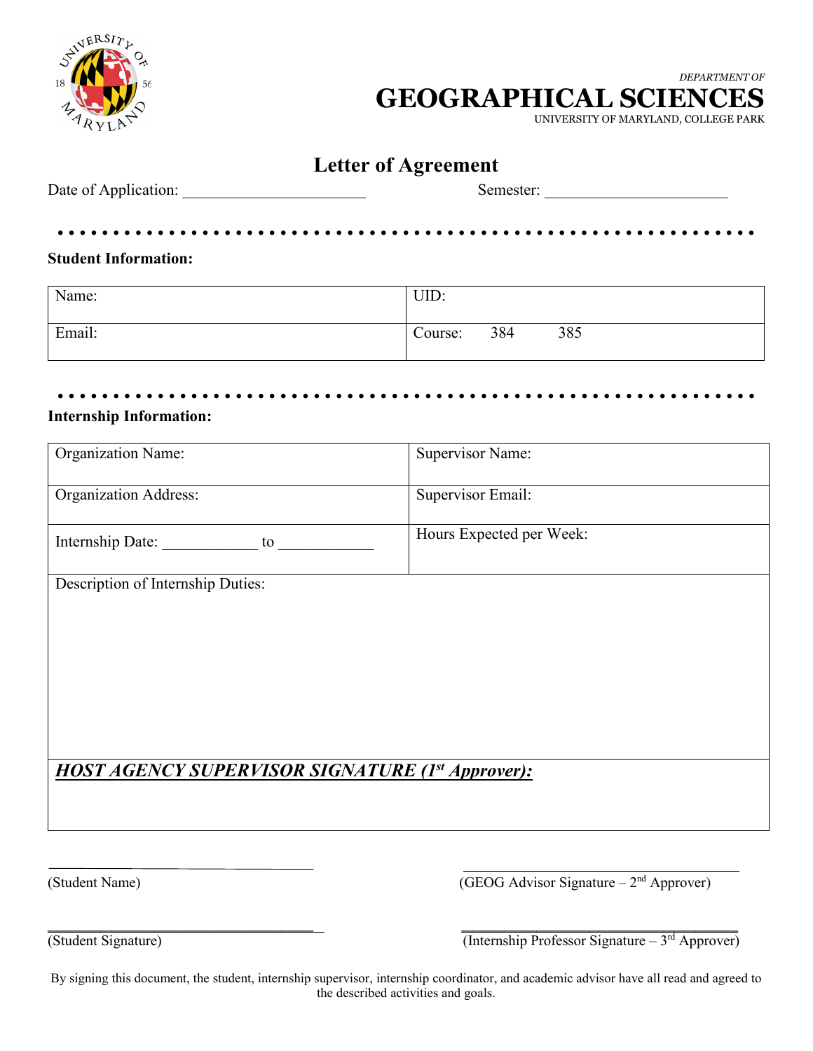DEPARTMENT OF

# GEOGRAPHICAL SCIENCES

UNIVERSITY OF MARYLAND, COLLEGE PARK

## Letter of Agreement

Date of Application: ______________________ Semester: ______________________

**Student Information:**

| Name: | UID: |
|---|---|
| Email: | Course: 384 385 |

**Internship Information:**

| Organization Name: | Supervisor Name: |
|---|---|
| Organization Address: | Supervisor Email: |
| Internship Date: ____________ to ____________ | Hours Expected per Week: |
| Description of Internship Duties: | |
| ***HOST AGENCY SUPERVISOR SIGNATURE (1st Approver):*** | |

________________________________ (Student Name)

________________________________ (GEOG Advisor Signature – 2nd Approver)

________________________________ (Student Signature)

________________________________ (Internship Professor Signature – 3rd Approver)

By signing this document, the student, internship supervisor, internship coordinator, and academic advisor have all read and agreed to the described activities and goals.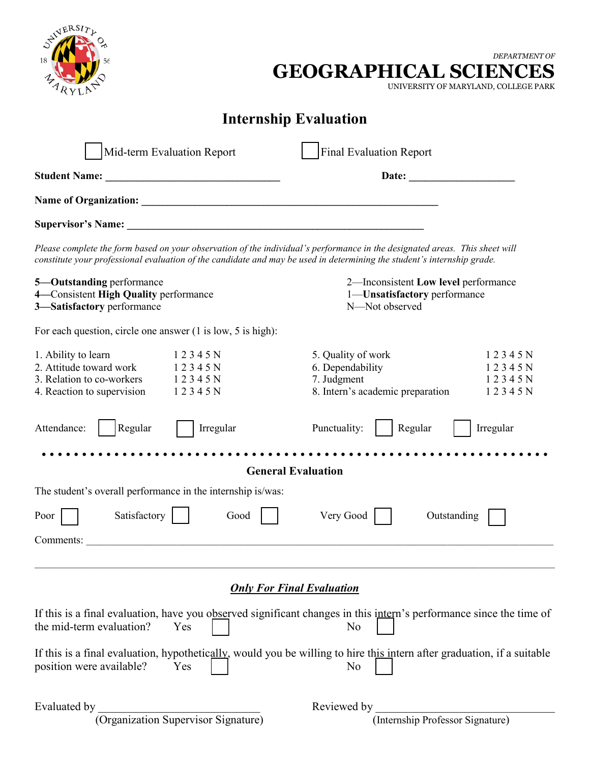DEPARTMENT OF

# GEOGRAPHICAL SCIENCES

UNIVERSITY OF MARYLAND, COLLEGE PARK

## Internship Evaluation

☐ Mid-term Evaluation Report ☐ Final Evaluation Report

**Student Name:** ________________________________ **Date:** ____________________

**Name of Organization:** ________________________________________________________

**Supervisor's Name:** ________________________________________________________

*Please complete the form based on your observation of the individual's performance in the designated areas. This sheet will constitute your professional evaluation of the candidate and may be used in determining the student's internship grade.*

**5—Outstanding** performance
4—Consistent **High Quality** performance
3—**Satisfactory** performance
2—Inconsistent **Low level** performance
1—**Unsatisfactory** performance
N—Not observed

For each question, circle one answer (1 is low, 5 is high):

| | | | |
|---|---|---|---|
| 1. Ability to learn | 1 2 3 4 5 N | 5. Quality of work | 1 2 3 4 5 N |
| 2. Attitude toward work | 1 2 3 4 5 N | 6. Dependability | 1 2 3 4 5 N |
| 3. Relation to co-workers | 1 2 3 4 5 N | 7. Judgment | 1 2 3 4 5 N |
| 4. Reaction to supervision | 1 2 3 4 5 N | 8. Intern's academic preparation | 1 2 3 4 5 N |

Attendance: ☐ Regular ☐ Irregular Punctuality: ☐ Regular ☐ Irregular

### General Evaluation

The student's overall performance in the internship is/was:

Poor ☐ Satisfactory ☐ Good ☐ Very Good ☐ Outstanding ☐

Comments: ________________________________________________________________________

__________________________________________________________________________________

### *Only For Final Evaluation*

If this is a final evaluation, have you observed significant changes in this intern's performance since the time of the mid-term evaluation? Yes ☐ No ☐

If this is a final evaluation, hypothetically, would you be willing to hire this intern after graduation, if a suitable position were available? Yes ☐ No ☐

Evaluated by ____________________________
(Organization Supervisor Signature)

Reviewed by ____________________________
(Internship Professor Signature)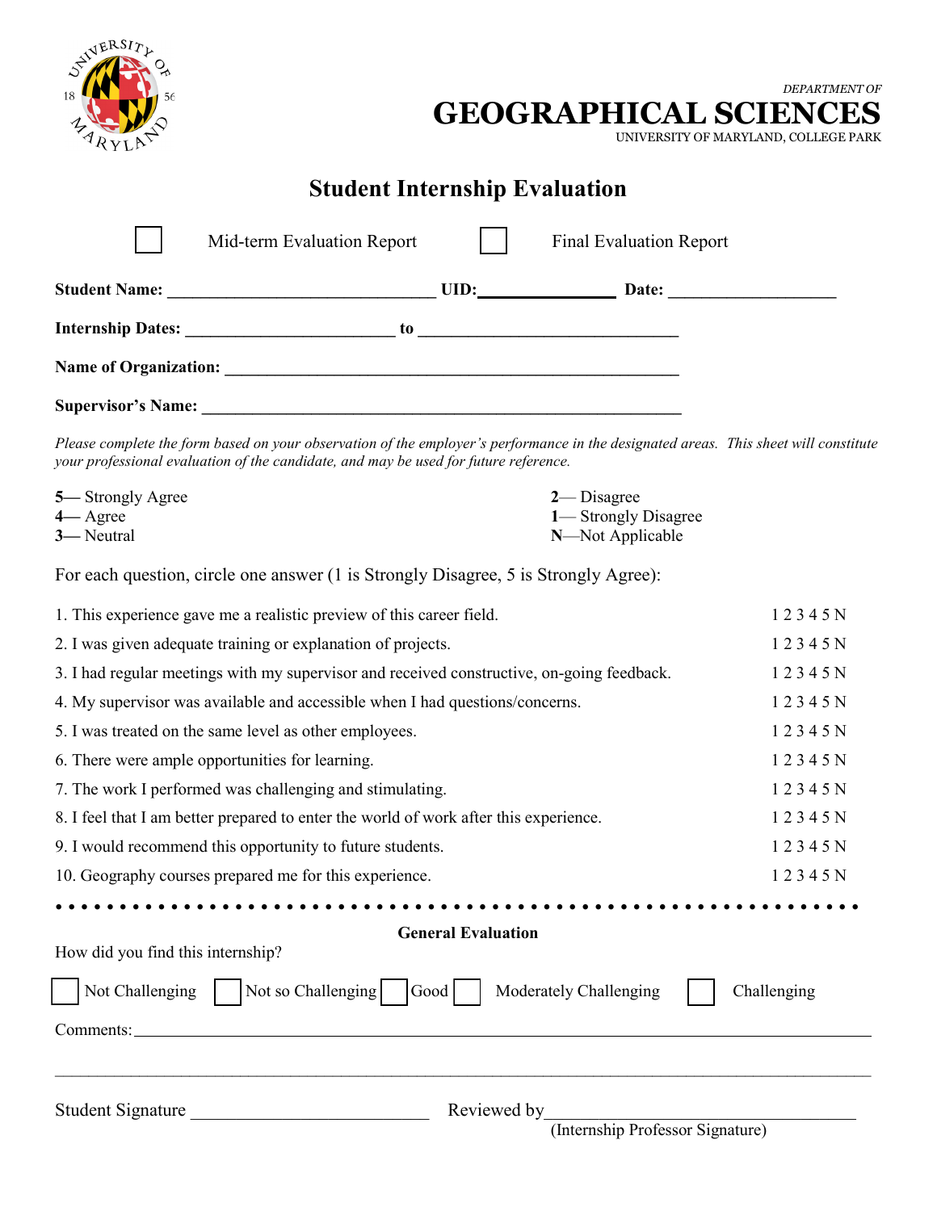DEPARTMENT OF

# GEOGRAPHICAL SCIENCES

UNIVERSITY OF MARYLAND, COLLEGE PARK

## Student Internship Evaluation

☐ Mid-term Evaluation Report ☐ Final Evaluation Report

**Student Name:** ______________________________ **UID:** _______________ **Date:** ___________________

**Internship Dates:** ______________________ **to** ______________________________

**Name of Organization:** ____________________________________________________

**Supervisor's Name:** ______________________________________________________

*Please complete the form based on your observation of the employer's performance in the designated areas. This sheet will constitute your professional evaluation of the candidate, and may be used for future reference.*

**5**— Strongly Agree
**4**— Agree
**3**— Neutral
**2**— Disagree
**1**— Strongly Disagree
**N**—Not Applicable

For each question, circle one answer (1 is Strongly Disagree, 5 is Strongly Agree):

| | |
|---|---|
| 1. This experience gave me a realistic preview of this career field. | 1 2 3 4 5 N |
| 2. I was given adequate training or explanation of projects. | 1 2 3 4 5 N |
| 3. I had regular meetings with my supervisor and received constructive, on-going feedback. | 1 2 3 4 5 N |
| 4. My supervisor was available and accessible when I had questions/concerns. | 1 2 3 4 5 N |
| 5. I was treated on the same level as other employees. | 1 2 3 4 5 N |
| 6. There were ample opportunities for learning. | 1 2 3 4 5 N |
| 7. The work I performed was challenging and stimulating. | 1 2 3 4 5 N |
| 8. I feel that I am better prepared to enter the world of work after this experience. | 1 2 3 4 5 N |
| 9. I would recommend this opportunity to future students. | 1 2 3 4 5 N |
| 10. Geography courses prepared me for this experience. | 1 2 3 4 5 N |

---

**General Evaluation**

How did you find this internship?

☐ Not Challenging ☐ Not so Challenging ☐ Good ☐ Moderately Challenging ☐ Challenging

Comments: ___________________________________________________________________________

_____________________________________________________________________________________

Student Signature __________________________ Reviewed by _______________________________
(Internship Professor Signature)